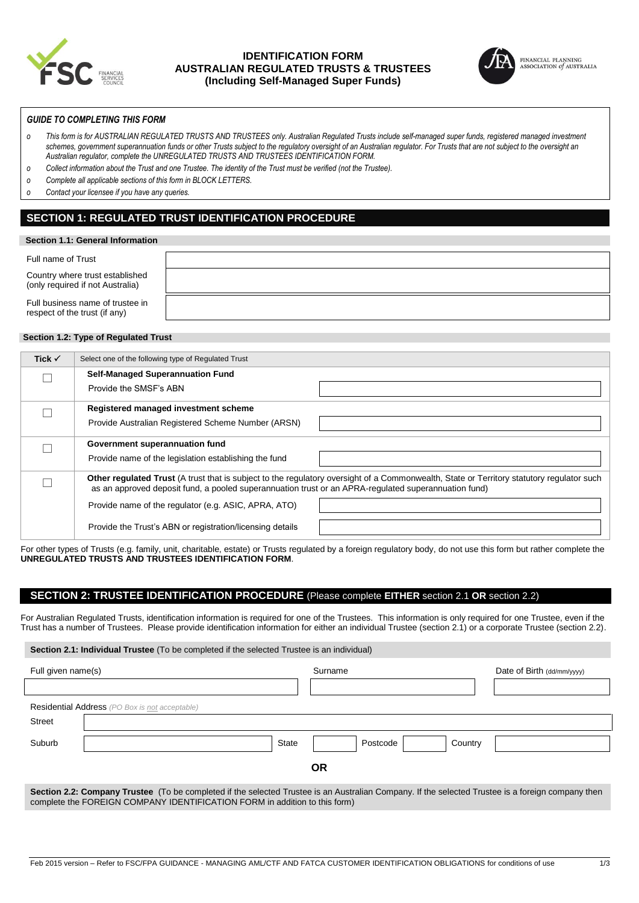# IDENTIFICATION FORM
# AUSTRALIAN REGULATED TRUSTS & TRUSTEES
# (Including Self-Managed Super Funds)

FINANCIAL PLANNING ASSOCIATION *of* AUSTRALIA

***GUIDE TO COMPLETING THIS FORM***

- *This form is for AUSTRALIAN REGULATED TRUSTS AND TRUSTEES only. Australian Regulated Trusts include self-managed super funds, registered managed investment schemes, government superannuation funds or other Trusts subject to the regulatory oversight of an Australian regulator. For Trusts that are not subject to the oversight an Australian regulator, complete the UNREGULATED TRUSTS AND TRUSTEES IDENTIFICATION FORM.*
- *Collect information about the Trust and one Trustee. The identity of the Trust must be verified (not the Trustee).*
- *Complete all applicable sections of this form in BLOCK LETTERS.*
- *Contact your licensee if you have any queries.*

## SECTION 1: REGULATED TRUST IDENTIFICATION PROCEDURE

### Section 1.1: General Information

| | |
|---|---|
| Full name of Trust | |
| Country where trust established (only required if not Australia) | |
| Full business name of trustee in respect of the trust (if any) | |

### Section 1.2: Type of Regulated Trust

| Tick ✓ | Select one of the following type of Regulated Trust | |
|---|---|---|
| ☐ | **Self-Managed Superannuation Fund** | |
| | Provide the SMSF's ABN | |
| ☐ | **Registered managed investment scheme** | |
| | Provide Australian Registered Scheme Number (ARSN) | |
| ☐ | **Government superannuation fund** | |
| | Provide name of the legislation establishing the fund | |
| ☐ | **Other regulated Trust** (A trust that is subject to the regulatory oversight of a Commonwealth, State or Territory statutory regulator such as an approved deposit fund, a pooled superannuation trust or an APRA-regulated superannuation fund) | |
| | Provide name of the regulator (e.g. ASIC, APRA, ATO) | |
| | Provide the Trust's ABN or registration/licensing details | |

For other types of Trusts (e.g. family, unit, charitable, estate) or Trusts regulated by a foreign regulatory body, do not use this form but rather complete the **UNREGULATED TRUSTS AND TRUSTEES IDENTIFICATION FORM**.

## SECTION 2: TRUSTEE IDENTIFICATION PROCEDURE (Please complete EITHER section 2.1 OR section 2.2)

For Australian Regulated Trusts, identification information is required for one of the Trustees. This information is only required for one Trustee, even if the Trust has a number of Trustees. Please provide identification information for either an individual Trustee (section 2.1) or a corporate Trustee (section 2.2).

### Section 2.1: Individual Trustee (To be completed if the selected Trustee is an individual)

| Full given name(s) | Surname | Date of Birth (dd/mm/yyyy) |
|---|---|---|
| | | |

Residential Address *(PO Box is not acceptable)*

| | | | | | | | |
|---|---|---|---|---|---|---|---|
| Street | | | | | | | |
| Suburb | | State | | Postcode | | Country | |

**OR**

### Section 2.2: Company Trustee (To be completed if the selected Trustee is an Australian Company. If the selected Trustee is a foreign company then complete the FOREIGN COMPANY IDENTIFICATION FORM in addition to this form)

Feb 2015 version – Refer to FSC/FPA GUIDANCE - MANAGING AML/CTF AND FATCA CUSTOMER IDENTIFICATION OBLIGATIONS for conditions of use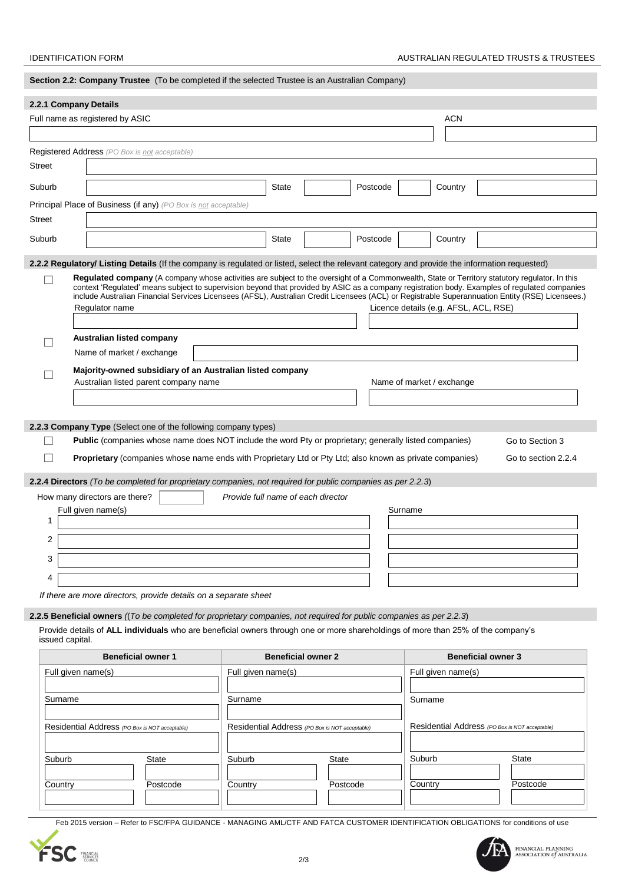## Section 2.2: Company Trustee (To be completed if the selected Trustee is an Australian Company)

### 2.2.1 Company Details

| Full name as registered by ASIC | ACN |
|---|---|
| | |

Registered Address *(PO Box is not acceptable)*

| | | | | | | | |
|---|---|---|---|---|---|---|---|
| Street | | | | | | | |
| Suburb | | State | | Postcode | | Country | |

Principal Place of Business (if any) *(PO Box is not acceptable)*

| | | | | | | | |
|---|---|---|---|---|---|---|---|
| Street | | | | | | | |
| Suburb | | State | | Postcode | | Country | |

### 2.2.2 Regulatory/ Listing Details (If the company is regulated or listed, select the relevant category and provide the information requested)

☐ **Regulated company** (A company whose activities are subject to the oversight of a Commonwealth, State or Territory statutory regulator. In this context 'Regulated' means subject to supervision beyond that provided by ASIC as a company registration body. Examples of regulated companies include Australian Financial Services Licensees (AFSL), Australian Credit Licensees (ACL) or Registrable Superannuation Entity (RSE) Licensees.)

| Regulator name | Licence details (e.g. AFSL, ACL, RSE) |
|---|---|
| | |

☐ **Australian listed company**

Name of market / exchange: ____________________

☐ **Majority-owned subsidiary of an Australian listed company**

| Australian listed parent company name | Name of market / exchange |
|---|---|
| | |

### 2.2.3 Company Type (Select one of the following company types)

☐ **Public** (companies whose name does NOT include the word Pty or proprietary; generally listed companies) — Go to Section 3

☐ **Proprietary** (companies whose name ends with Proprietary Ltd or Pty Ltd; also known as private companies) — Go to section 2.2.4

### 2.2.4 Directors *(To be completed for proprietary companies, not required for public companies as per 2.2.3)*

How many directors are there? ______ *Provide full name of each director*

| | Full given name(s) | Surname |
|---|---|---|
| 1 | | |
| 2 | | |
| 3 | | |
| 4 | | |

*If there are more directors, provide details on a separate sheet*

### 2.2.5 Beneficial owners ((*To be completed for proprietary companies, not required for public companies as per 2.2.3*)

Provide details of **ALL individuals** who are beneficial owners through one or more shareholdings of more than 25% of the company's issued capital.

| Beneficial owner 1 | | Beneficial owner 2 | | Beneficial owner 3 | |
|---|---|---|---|---|---|
| Full given name(s) | | Full given name(s) | | Full given name(s) | |
| Surname | | Surname | | Surname | |
| Residential Address *(PO Box is NOT acceptable)* | | Residential Address *(PO Box is NOT acceptable)* | | Residential Address *(PO Box is NOT acceptable)* | |
| Suburb | State | Suburb | State | Suburb | State |
| Country | Postcode | Country | Postcode | Country | Postcode |

Feb 2015 version – Refer to FSC/FPA GUIDANCE - MANAGING AML/CTF AND FATCA CUSTOMER IDENTIFICATION OBLIGATIONS for conditions of use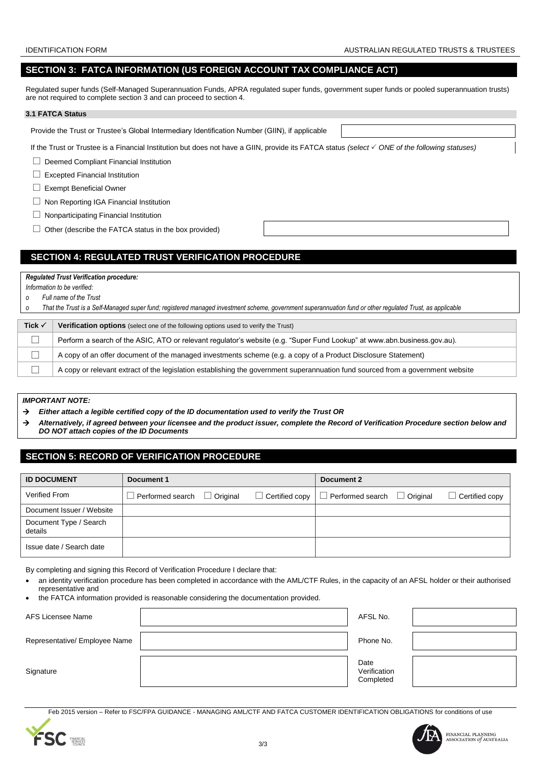## SECTION 3: FATCA INFORMATION (US FOREIGN ACCOUNT TAX COMPLIANCE ACT)

Regulated super funds (Self-Managed Superannuation Funds, APRA regulated super funds, government super funds or pooled superannuation trusts) are not required to complete section 3 and can proceed to section 4.

### 3.1 FATCA Status

Provide the Trust or Trustee's Global Intermediary Identification Number (GIIN), if applicable

If the Trust or Trustee is a Financial Institution but does not have a GIIN, provide its FATCA status *(select ✓ ONE of the following statuses)*

- ☐ Deemed Compliant Financial Institution
- ☐ Excepted Financial Institution
- ☐ Exempt Beneficial Owner
- ☐ Non Reporting IGA Financial Institution
- ☐ Nonparticipating Financial Institution
- ☐ Other (describe the FATCA status in the box provided)

## SECTION 4: REGULATED TRUST VERIFICATION PROCEDURE

***Regulated Trust Verification procedure:***

*Information to be verified:*

- *Full name of the Trust*
- *That the Trust is a Self-Managed super fund; registered managed investment scheme, government superannuation fund or other regulated Trust, as applicable*

| Tick ✓ | **Verification options** (select one of the following options used to verify the Trust) |
|---|---|
| ☐ | Perform a search of the ASIC, ATO or relevant regulator's website (e.g. "Super Fund Lookup" at www.abn.business.gov.au). |
| ☐ | A copy of an offer document of the managed investments scheme (e.g. a copy of a Product Disclosure Statement) |
| ☐ | A copy or relevant extract of the legislation establishing the government superannuation fund sourced from a government website |

***IMPORTANT NOTE:***

- → ***Either attach a legible certified copy of the ID documentation used to verify the Trust OR***
- → ***Alternatively, if agreed between your licensee and the product issuer, complete the Record of Verification Procedure section below and DO NOT attach copies of the ID Documents***

## SECTION 5: RECORD OF VERIFICATION PROCEDURE

| ID DOCUMENT | Document 1 | Document 2 |
|---|---|---|
| Verified From | ☐ Performed search ☐ Original ☐ Certified copy | ☐ Performed search ☐ Original ☐ Certified copy |
| Document Issuer / Website | | |
| Document Type / Search details | | |
| Issue date / Search date | | |

By completing and signing this Record of Verification Procedure I declare that:

- an identity verification procedure has been completed in accordance with the AML/CTF Rules, in the capacity of an AFSL holder or their authorised representative and
- the FATCA information provided is reasonable considering the documentation provided.

| | | | |
|---|---|---|---|
| AFS Licensee Name | | AFSL No. | |
| Representative/ Employee Name | | Phone No. | |
| Signature | | Date Verification Completed | |

Feb 2015 version – Refer to FSC/FPA GUIDANCE - MANAGING AML/CTF AND FATCA CUSTOMER IDENTIFICATION OBLIGATIONS for conditions of use